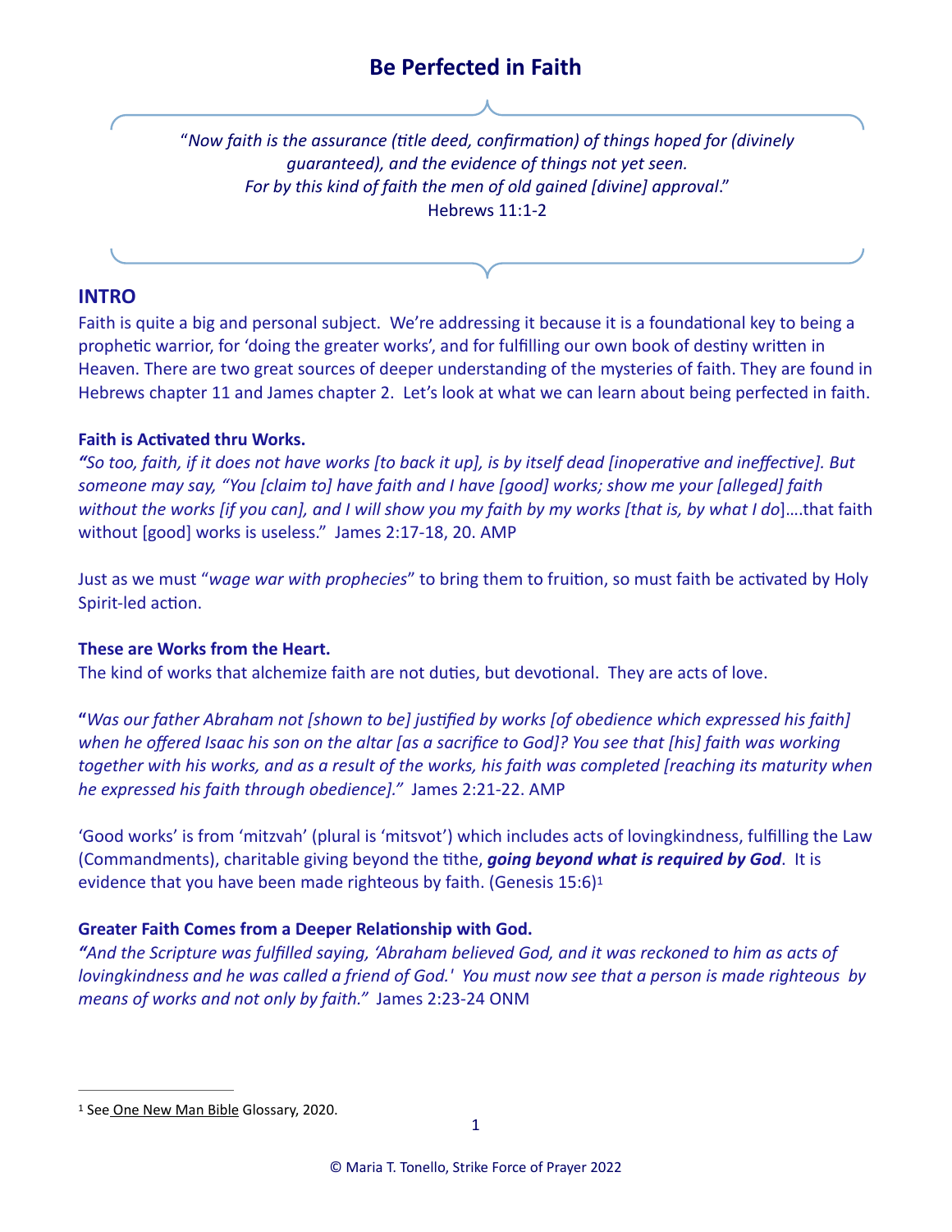# Be Perfected in Faith

> "*Now faith is the assurance (title deed, confirmation) of things hoped for (divinely guaranteed), and the evidence of things not yet seen.*
> *For by this kind of faith the men of old gained [divine] approval*."
> Hebrews 11:1-2

## INTRO

Faith is quite a big and personal subject. We're addressing it because it is a foundational key to being a prophetic warrior, for 'doing the greater works', and for fulfilling our own book of destiny written in Heaven. There are two great sources of deeper understanding of the mysteries of faith. They are found in Hebrews chapter 11 and James chapter 2. Let's look at what we can learn about being perfected in faith.

**Faith is Activated thru Works.**

*"So too, faith, if it does not have works [to back it up], is by itself dead [inoperative and ineffective]. But someone may say, "You [claim to] have faith and I have [good] works; show me your [alleged] faith without the works [if you can], and I will show you my faith by my works [that is, by what I do*]….that faith without [good] works is useless." James 2:17-18, 20. AMP

Just as we must "*wage war with prophecies*" to bring them to fruition, so must faith be activated by Holy Spirit-led action.

**These are Works from the Heart.**

The kind of works that alchemize faith are not duties, but devotional. They are acts of love.

**"***Was our father Abraham not [shown to be] justified by works [of obedience which expressed his faith] when he offered Isaac his son on the altar [as a sacrifice to God]? You see that [his] faith was working together with his works, and as a result of the works, his faith was completed [reaching its maturity when he expressed his faith through obedience]."* James 2:21-22. AMP

'Good works' is from 'mitzvah' (plural is 'mitsvot') which includes acts of lovingkindness, fulfilling the Law (Commandments), charitable giving beyond the tithe, ***going beyond what is required by God***. It is evidence that you have been made righteous by faith. (Genesis 15:6)[1]

**Greater Faith Comes from a Deeper Relationship with God.**

*"And the Scripture was fulfilled saying, 'Abraham believed God, and it was reckoned to him as acts of lovingkindness and he was called a friend of God.' You must now see that a person is made righteous by means of works and not only by faith."* James 2:23-24 ONM

---

[1] See One New Man Bible Glossary, 2020.

© Maria T. Tonello, Strike Force of Prayer 2022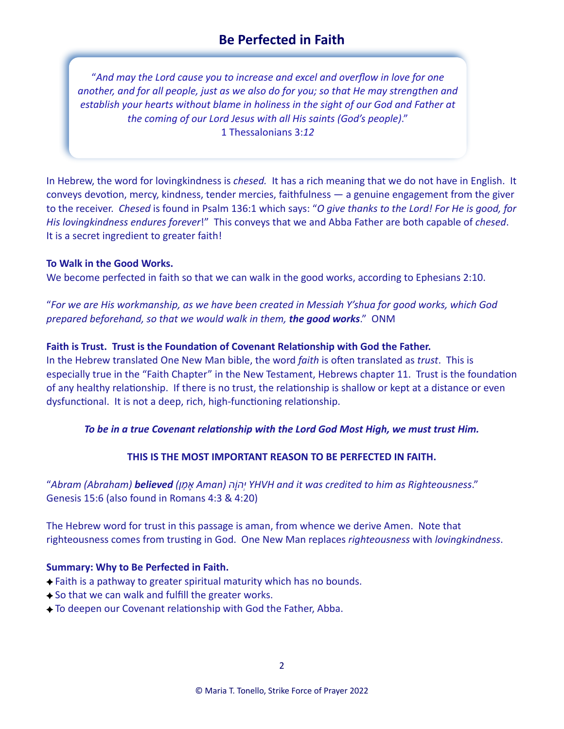# Be Perfected in Faith

> "*And may the Lord cause you to increase and excel and overflow in love for one another, and for all people, just as we also do for you; so that He may strengthen and establish your hearts without blame in holiness in the sight of our God and Father at the coming of our Lord Jesus with all His saints (God's people)*."
> 1 Thessalonians 3:*12*

In Hebrew, the word for lovingkindness is *chesed.* It has a rich meaning that we do not have in English. It conveys devotion, mercy, kindness, tender mercies, faithfulness — a genuine engagement from the giver to the receiver. *Chesed* is found in Psalm 136:1 which says: "*O give thanks to the Lord! For He is good, for His lovingkindness endures forever*!" This conveys that we and Abba Father are both capable of *chesed*. It is a secret ingredient to greater faith!

**To Walk in the Good Works.**
We become perfected in faith so that we can walk in the good works, according to Ephesians 2:10.

"*For we are His workmanship, as we have been created in Messiah Y'shua for good works, which God prepared beforehand, so that we would walk in them, **the good works***." ONM

**Faith is Trust. Trust is the Foundation of Covenant Relationship with God the Father.**
In the Hebrew translated One New Man bible, the word *faith* is often translated as *trust*. This is especially true in the "Faith Chapter" in the New Testament, Hebrews chapter 11. Trust is the foundation of any healthy relationship. If there is no trust, the relationship is shallow or kept at a distance or even dysfunctional. It is not a deep, rich, high-functioning relationship.

***To be in a true Covenant relationship with the Lord God Most High, we must trust Him.***

**THIS IS THE MOST IMPORTANT REASON TO BE PERFECTED IN FAITH.**

"*Abram (Abraham) **believed** (אָמַן Aman) יְהוָה YHVH and it was credited to him as Righteousness*." Genesis 15:6 (also found in Romans 4:3 & 4:20)

The Hebrew word for trust in this passage is aman, from whence we derive Amen. Note that righteousness comes from trusting in God. One New Man replaces *righteousness* with *lovingkindness*.

**Summary: Why to Be Perfected in Faith.**
- Faith is a pathway to greater spiritual maturity which has no bounds.
- So that we can walk and fulfill the greater works.
- To deepen our Covenant relationship with God the Father, Abba.

© Maria T. Tonello, Strike Force of Prayer 2022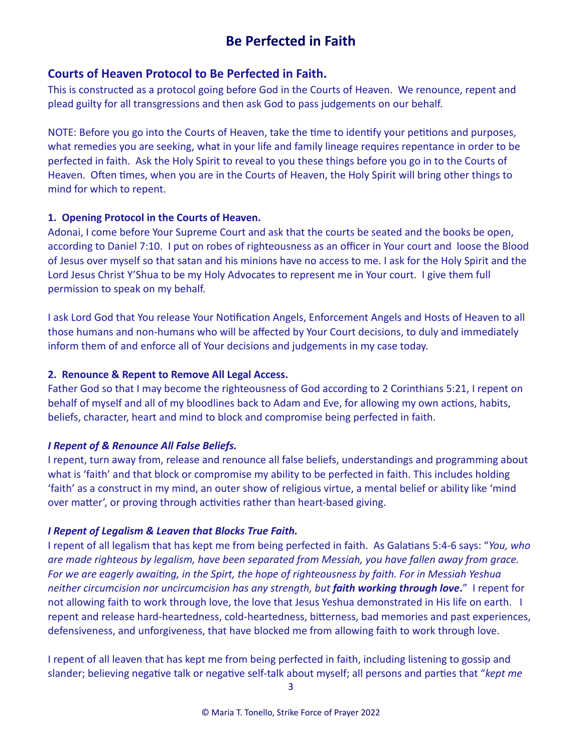# Be Perfected in Faith

## Courts of Heaven Protocol to Be Perfected in Faith.

This is constructed as a protocol going before God in the Courts of Heaven. We renounce, repent and plead guilty for all transgressions and then ask God to pass judgements on our behalf.

NOTE: Before you go into the Courts of Heaven, take the time to identify your petitions and purposes, what remedies you are seeking, what in your life and family lineage requires repentance in order to be perfected in faith. Ask the Holy Spirit to reveal to you these things before you go in to the Courts of Heaven. Often times, when you are in the Courts of Heaven, the Holy Spirit will bring other things to mind for which to repent.

### 1. Opening Protocol in the Courts of Heaven.

Adonai, I come before Your Supreme Court and ask that the courts be seated and the books be open, according to Daniel 7:10. I put on robes of righteousness as an officer in Your court and loose the Blood of Jesus over myself so that satan and his minions have no access to me. I ask for the Holy Spirit and the Lord Jesus Christ Y'Shua to be my Holy Advocates to represent me in Your court. I give them full permission to speak on my behalf.

I ask Lord God that You release Your Notification Angels, Enforcement Angels and Hosts of Heaven to all those humans and non-humans who will be affected by Your Court decisions, to duly and immediately inform them of and enforce all of Your decisions and judgements in my case today.

### 2. Renounce & Repent to Remove All Legal Access.

Father God so that I may become the righteousness of God according to 2 Corinthians 5:21, I repent on behalf of myself and all of my bloodlines back to Adam and Eve, for allowing my own actions, habits, beliefs, character, heart and mind to block and compromise being perfected in faith.

***I Repent of & Renounce All False Beliefs.***

I repent, turn away from, release and renounce all false beliefs, understandings and programming about what is 'faith' and that block or compromise my ability to be perfected in faith. This includes holding 'faith' as a construct in my mind, an outer show of religious virtue, a mental belief or ability like 'mind over matter', or proving through activities rather than heart-based giving.

***I Repent of Legalism & Leaven that Blocks True Faith.***

I repent of all legalism that has kept me from being perfected in faith. As Galatians 5:4-6 says: "*You, who are made righteous by legalism, have been separated from Messiah, you have fallen away from grace. For we are eagerly awaiting, in the Spirt, the hope of righteousness by faith. For in Messiah Yeshua neither circumcision nor uncircumcision has any strength, but **faith working through love***." I repent for not allowing faith to work through love, the love that Jesus Yeshua demonstrated in His life on earth. I repent and release hard-heartedness, cold-heartedness, bitterness, bad memories and past experiences, defensiveness, and unforgiveness, that have blocked me from allowing faith to work through love.

I repent of all leaven that has kept me from being perfected in faith, including listening to gossip and slander; believing negative talk or negative self-talk about myself; all persons and parties that "*kept me*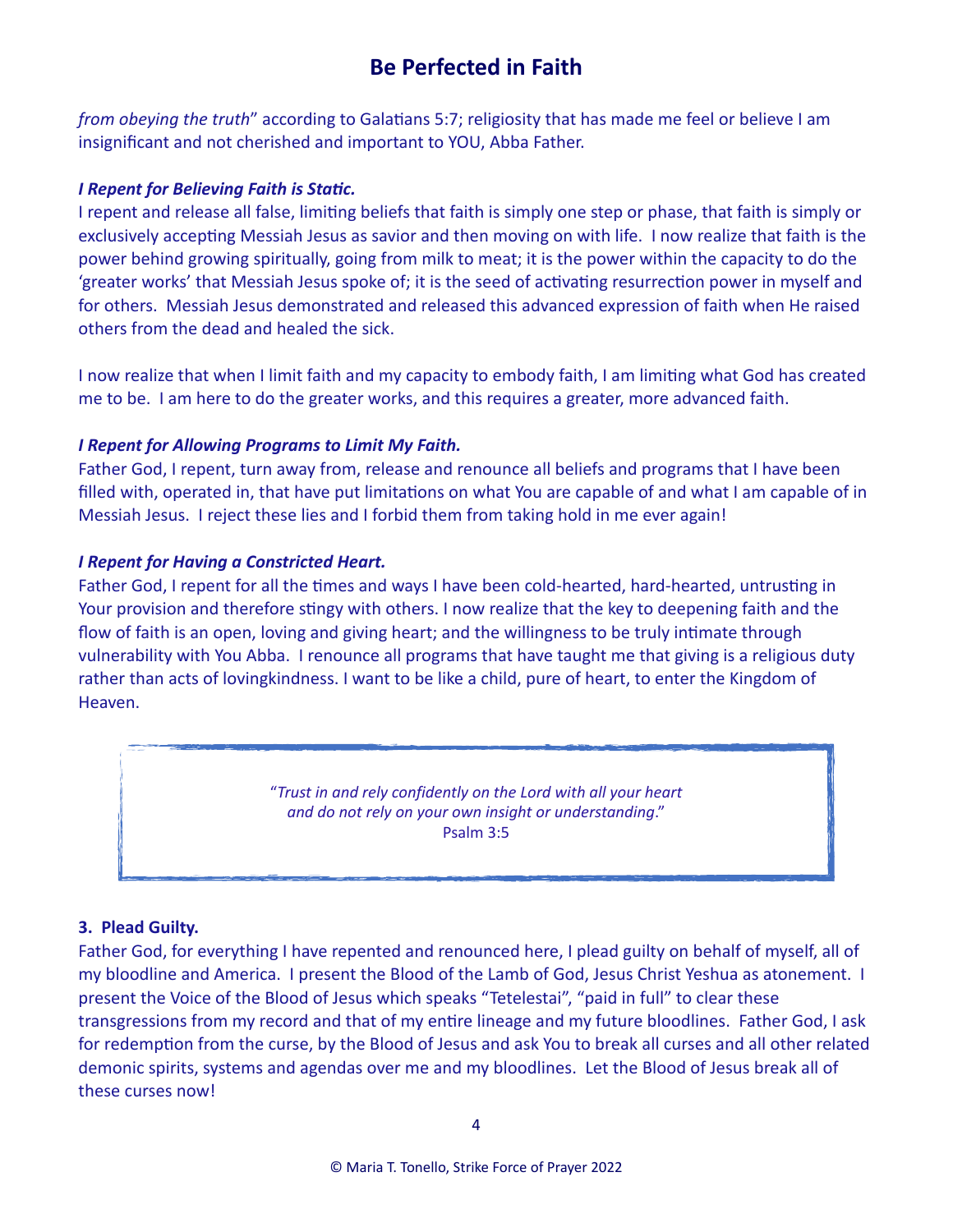*from obeying the truth*" according to Galatians 5:7; religiosity that has made me feel or believe I am insignificant and not cherished and important to YOU, Abba Father.

***I Repent for Believing Faith is Static.***

I repent and release all false, limiting beliefs that faith is simply one step or phase, that faith is simply or exclusively accepting Messiah Jesus as savior and then moving on with life. I now realize that faith is the power behind growing spiritually, going from milk to meat; it is the power within the capacity to do the 'greater works' that Messiah Jesus spoke of; it is the seed of activating resurrection power in myself and for others. Messiah Jesus demonstrated and released this advanced expression of faith when He raised others from the dead and healed the sick.

I now realize that when I limit faith and my capacity to embody faith, I am limiting what God has created me to be. I am here to do the greater works, and this requires a greater, more advanced faith.

***I Repent for Allowing Programs to Limit My Faith.***

Father God, I repent, turn away from, release and renounce all beliefs and programs that I have been filled with, operated in, that have put limitations on what You are capable of and what I am capable of in Messiah Jesus. I reject these lies and I forbid them from taking hold in me ever again!

***I Repent for Having a Constricted Heart.***

Father God, I repent for all the times and ways I have been cold-hearted, hard-hearted, untrusting in Your provision and therefore stingy with others. I now realize that the key to deepening faith and the flow of faith is an open, loving and giving heart; and the willingness to be truly intimate through vulnerability with You Abba. I renounce all programs that have taught me that giving is a religious duty rather than acts of lovingkindness. I want to be like a child, pure of heart, to enter the Kingdom of Heaven.

> "*Trust in and rely confidently on the Lord with all your heart and do not rely on your own insight or understanding*."
> Psalm 3:5

**3. Plead Guilty.**

Father God, for everything I have repented and renounced here, I plead guilty on behalf of myself, all of my bloodline and America. I present the Blood of the Lamb of God, Jesus Christ Yeshua as atonement. I present the Voice of the Blood of Jesus which speaks "Tetelestai", "paid in full" to clear these transgressions from my record and that of my entire lineage and my future bloodlines. Father God, I ask for redemption from the curse, by the Blood of Jesus and ask You to break all curses and all other related demonic spirits, systems and agendas over me and my bloodlines. Let the Blood of Jesus break all of these curses now!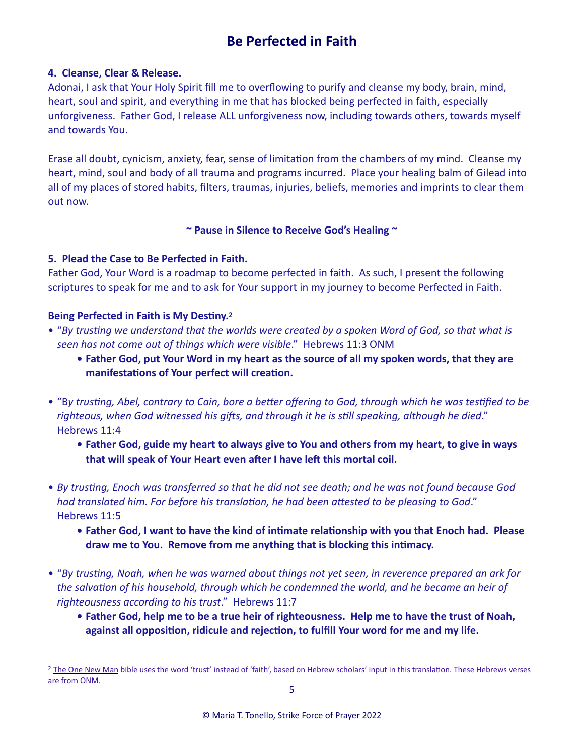**4. Cleanse, Clear & Release.**

Adonai, I ask that Your Holy Spirit fill me to overflowing to purify and cleanse my body, brain, mind, heart, soul and spirit, and everything in me that has blocked being perfected in faith, especially unforgiveness. Father God, I release ALL unforgiveness now, including towards others, towards myself and towards You.

Erase all doubt, cynicism, anxiety, fear, sense of limitation from the chambers of my mind. Cleanse my heart, mind, soul and body of all trauma and programs incurred. Place your healing balm of Gilead into all of my places of stored habits, filters, traumas, injuries, beliefs, memories and imprints to clear them out now.

**~ Pause in Silence to Receive God's Healing ~**

**5. Plead the Case to Be Perfected in Faith.**

Father God, Your Word is a roadmap to become perfected in faith. As such, I present the following scriptures to speak for me and to ask for Your support in my journey to become Perfected in Faith.

**Being Perfected in Faith is My Destiny.**[2]

- "*By trusting we understand that the worlds were created by a spoken Word of God, so that what is seen has not come out of things which were visible*." Hebrews 11:3 ONM
  - **Father God, put Your Word in my heart as the source of all my spoken words, that they are manifestations of Your perfect will creation.**

- "B*y trusting, Abel, contrary to Cain, bore a better offering to God, through which he was testified to be righteous, when God witnessed his gifts, and through it he is still speaking, although he died*." Hebrews 11:4
  - **Father God, guide my heart to always give to You and others from my heart, to give in ways that will speak of Your Heart even after I have left this mortal coil.**

- *By trusting, Enoch was transferred so that he did not see death; and he was not found because God had translated him. For before his translation, he had been attested to be pleasing to God*." Hebrews 11:5
  - **Father God, I want to have the kind of intimate relationship with you that Enoch had. Please draw me to You. Remove from me anything that is blocking this intimacy.**

- "*By trusting, Noah, when he was warned about things not yet seen, in reverence prepared an ark for the salvation of his household, through which he condemned the world, and he became an heir of righteousness according to his trust*." Hebrews 11:7
  - **Father God, help me to be a true heir of righteousness. Help me to have the trust of Noah, against all opposition, ridicule and rejection, to fulfill Your word for me and my life.**

---

[2] The One New Man bible uses the word 'trust' instead of 'faith', based on Hebrew scholars' input in this translation. These Hebrews verses are from ONM.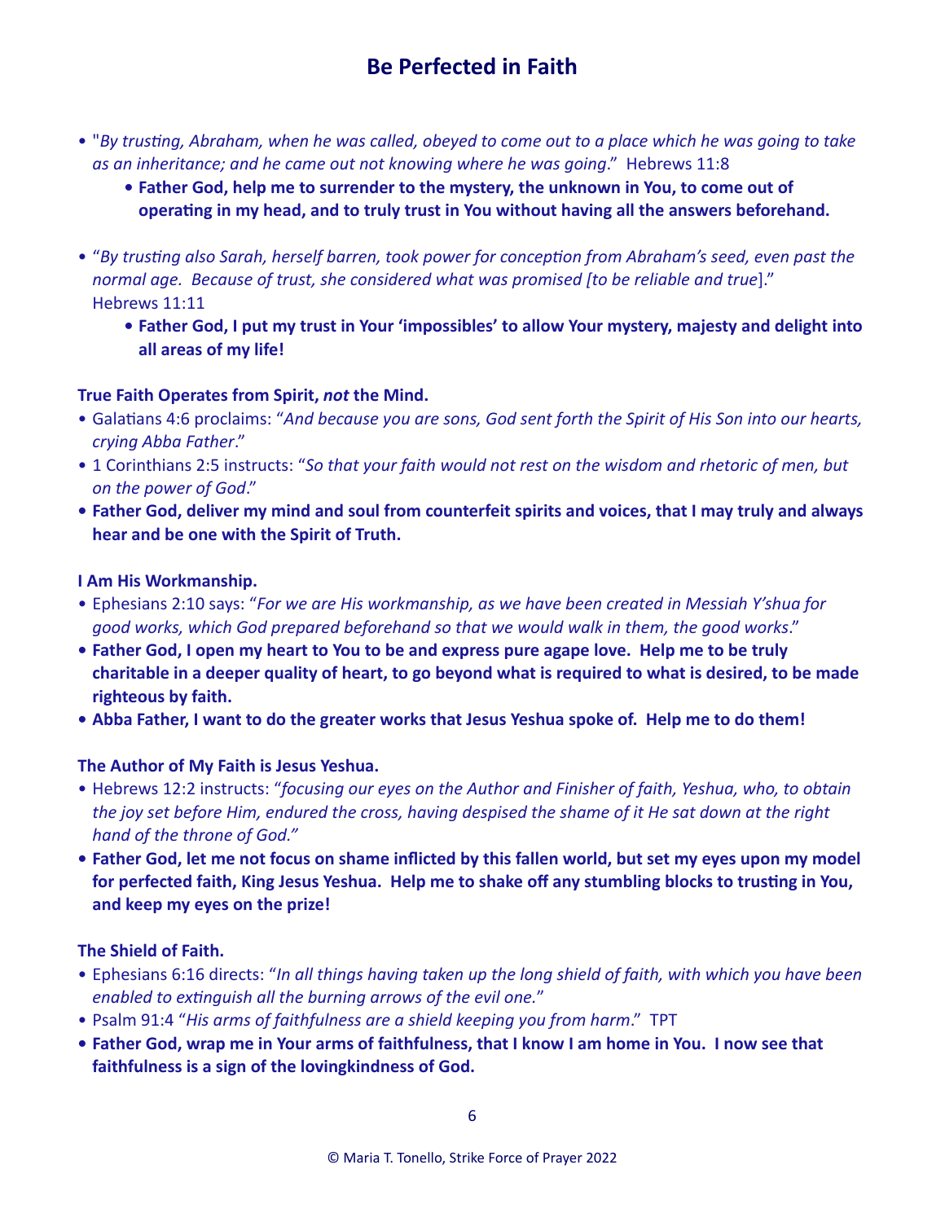# Be Perfected in Faith

- "*By trusting, Abraham, when he was called, obeyed to come out to a place which he was going to take as an inheritance; and he came out not knowing where he was going*." Hebrews 11:8
  - **Father God, help me to surrender to the mystery, the unknown in You, to come out of operating in my head, and to truly trust in You without having all the answers beforehand.**

- "*By trusting also Sarah, herself barren, took power for conception from Abraham's seed, even past the normal age. Because of trust, she considered what was promised [to be reliable and true*]." Hebrews 11:11
  - **Father God, I put my trust in Your 'impossibles' to allow Your mystery, majesty and delight into all areas of my life!**

**True Faith Operates from Spirit, *not* the Mind.**

- Galatians 4:6 proclaims: "*And because you are sons, God sent forth the Spirit of His Son into our hearts, crying Abba Father*."
- 1 Corinthians 2:5 instructs: "*So that your faith would not rest on the wisdom and rhetoric of men, but on the power of God*."
- **Father God, deliver my mind and soul from counterfeit spirits and voices, that I may truly and always hear and be one with the Spirit of Truth.**

**I Am His Workmanship.**

- Ephesians 2:10 says: "*For we are His workmanship, as we have been created in Messiah Y'shua for good works, which God prepared beforehand so that we would walk in them, the good works*."
- **Father God, I open my heart to You to be and express pure agape love. Help me to be truly charitable in a deeper quality of heart, to go beyond what is required to what is desired, to be made righteous by faith.**
- **Abba Father, I want to do the greater works that Jesus Yeshua spoke of. Help me to do them!**

**The Author of My Faith is Jesus Yeshua.**

- Hebrews 12:2 instructs: "*focusing our eyes on the Author and Finisher of faith, Yeshua, who, to obtain the joy set before Him, endured the cross, having despised the shame of it He sat down at the right hand of the throne of God."*
- **Father God, let me not focus on shame inflicted by this fallen world, but set my eyes upon my model for perfected faith, King Jesus Yeshua. Help me to shake off any stumbling blocks to trusting in You, and keep my eyes on the prize!**

**The Shield of Faith.**

- Ephesians 6:16 directs: "*In all things having taken up the long shield of faith, with which you have been enabled to extinguish all the burning arrows of the evil one.*"
- Psalm 91:4 "*His arms of faithfulness are a shield keeping you from harm*." TPT
- **Father God, wrap me in Your arms of faithfulness, that I know I am home in You. I now see that faithfulness is a sign of the lovingkindness of God.**

© Maria T. Tonello, Strike Force of Prayer 2022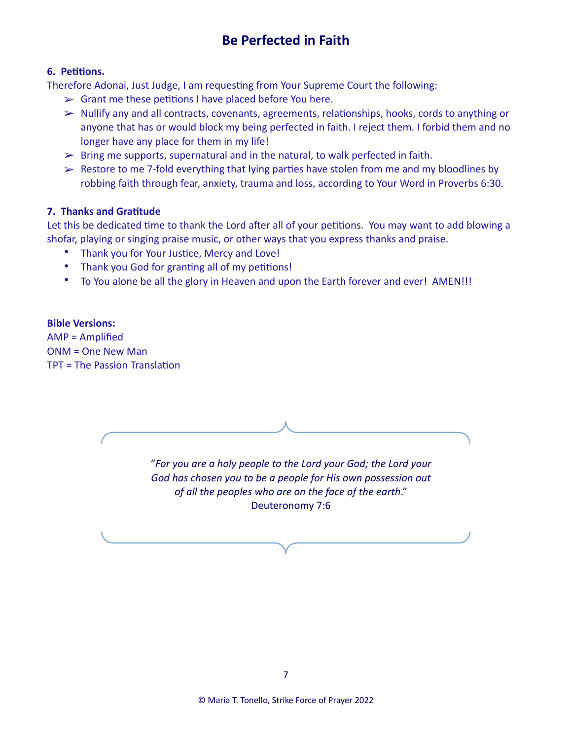**6. Petitions.**

Therefore Adonai, Just Judge, I am requesting from Your Supreme Court the following:

- Grant me these petitions I have placed before You here.
- Nullify any and all contracts, covenants, agreements, relationships, hooks, cords to anything or anyone that has or would block my being perfected in faith. I reject them. I forbid them and no longer have any place for them in my life!
- Bring me supports, supernatural and in the natural, to walk perfected in faith.
- Restore to me 7-fold everything that lying parties have stolen from me and my bloodlines by robbing faith through fear, anxiety, trauma and loss, according to Your Word in Proverbs 6:30.

**7. Thanks and Gratitude**

Let this be dedicated time to thank the Lord after all of your petitions. You may want to add blowing a shofar, playing or singing praise music, or other ways that you express thanks and praise.

- Thank you for Your Justice, Mercy and Love!
- Thank you God for granting all of my petitions!
- To You alone be all the glory in Heaven and upon the Earth forever and ever! AMEN!!!

**Bible Versions:**

AMP = Amplified
ONM = One New Man
TPT = The Passion Translation

"*For you are a holy people to the Lord your God; the Lord your God has chosen you to be a people for His own possession out of all the peoples who are on the face of the earth*."
Deuteronomy 7:6

© Maria T. Tonello, Strike Force of Prayer 2022